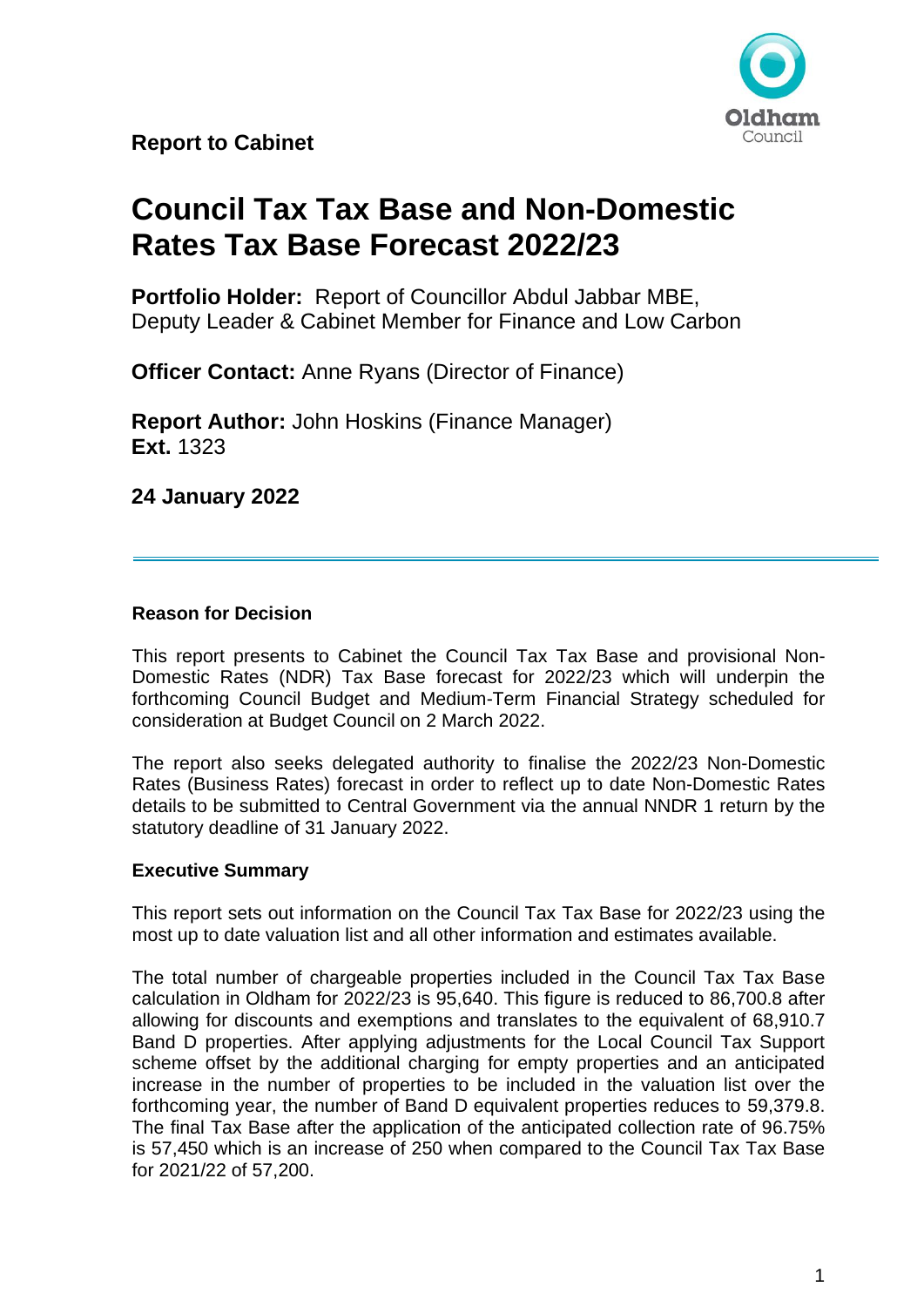**Report to Cabinet**

# Council Tax Tax Base and Non-Domestic Rates Tax Base Forecast 2022/23

**Portfolio Holder:** Report of Councillor Abdul Jabbar MBE, Deputy Leader & Cabinet Member for Finance and Low Carbon

**Officer Contact:** Anne Ryans (Director of Finance)

**Report Author:** John Hoskins (Finance Manager)
**Ext.** 1323

**24 January 2022**

---

### Reason for Decision

This report presents to Cabinet the Council Tax Tax Base and provisional Non-Domestic Rates (NDR) Tax Base forecast for 2022/23 which will underpin the forthcoming Council Budget and Medium-Term Financial Strategy scheduled for consideration at Budget Council on 2 March 2022.

The report also seeks delegated authority to finalise the 2022/23 Non-Domestic Rates (Business Rates) forecast in order to reflect up to date Non-Domestic Rates details to be submitted to Central Government via the annual NNDR 1 return by the statutory deadline of 31 January 2022.

### Executive Summary

This report sets out information on the Council Tax Tax Base for 2022/23 using the most up to date valuation list and all other information and estimates available.

The total number of chargeable properties included in the Council Tax Tax Base calculation in Oldham for 2022/23 is 95,640. This figure is reduced to 86,700.8 after allowing for discounts and exemptions and translates to the equivalent of 68,910.7 Band D properties. After applying adjustments for the Local Council Tax Support scheme offset by the additional charging for empty properties and an anticipated increase in the number of properties to be included in the valuation list over the forthcoming year, the number of Band D equivalent properties reduces to 59,379.8. The final Tax Base after the application of the anticipated collection rate of 96.75% is 57,450 which is an increase of 250 when compared to the Council Tax Tax Base for 2021/22 of 57,200.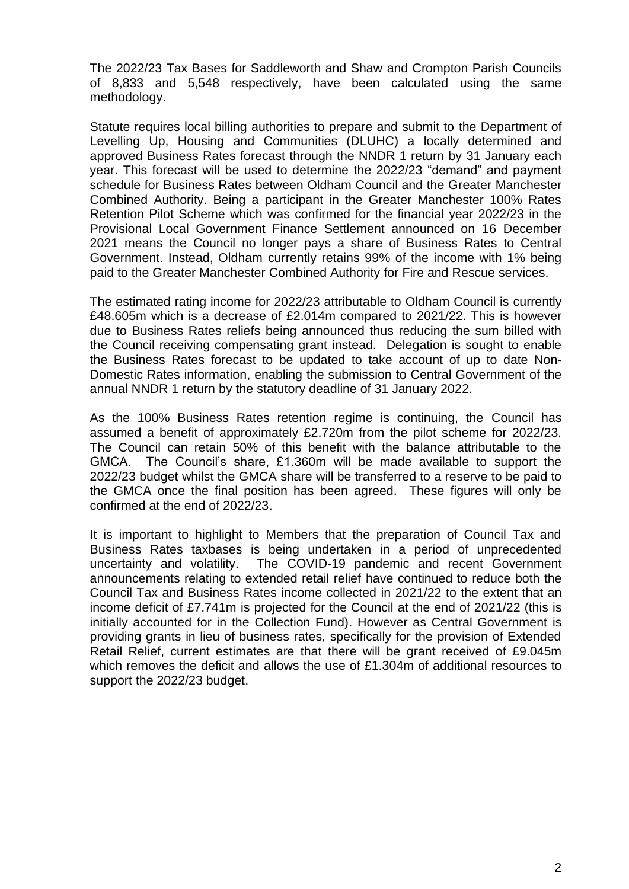The 2022/23 Tax Bases for Saddleworth and Shaw and Crompton Parish Councils of 8,833 and 5,548 respectively, have been calculated using the same methodology.

Statute requires local billing authorities to prepare and submit to the Department of Levelling Up, Housing and Communities (DLUHC) a locally determined and approved Business Rates forecast through the NNDR 1 return by 31 January each year. This forecast will be used to determine the 2022/23 "demand" and payment schedule for Business Rates between Oldham Council and the Greater Manchester Combined Authority. Being a participant in the Greater Manchester 100% Rates Retention Pilot Scheme which was confirmed for the financial year 2022/23 in the Provisional Local Government Finance Settlement announced on 16 December 2021 means the Council no longer pays a share of Business Rates to Central Government. Instead, Oldham currently retains 99% of the income with 1% being paid to the Greater Manchester Combined Authority for Fire and Rescue services.

The estimated rating income for 2022/23 attributable to Oldham Council is currently £48.605m which is a decrease of £2.014m compared to 2021/22. This is however due to Business Rates reliefs being announced thus reducing the sum billed with the Council receiving compensating grant instead. Delegation is sought to enable the Business Rates forecast to be updated to take account of up to date Non-Domestic Rates information, enabling the submission to Central Government of the annual NNDR 1 return by the statutory deadline of 31 January 2022.

As the 100% Business Rates retention regime is continuing, the Council has assumed a benefit of approximately £2.720m from the pilot scheme for 2022/23. The Council can retain 50% of this benefit with the balance attributable to the GMCA. The Council's share, £1.360m will be made available to support the 2022/23 budget whilst the GMCA share will be transferred to a reserve to be paid to the GMCA once the final position has been agreed. These figures will only be confirmed at the end of 2022/23.

It is important to highlight to Members that the preparation of Council Tax and Business Rates taxbases is being undertaken in a period of unprecedented uncertainty and volatility. The COVID-19 pandemic and recent Government announcements relating to extended retail relief have continued to reduce both the Council Tax and Business Rates income collected in 2021/22 to the extent that an income deficit of £7.741m is projected for the Council at the end of 2021/22 (this is initially accounted for in the Collection Fund). However as Central Government is providing grants in lieu of business rates, specifically for the provision of Extended Retail Relief, current estimates are that there will be grant received of £9.045m which removes the deficit and allows the use of £1.304m of additional resources to support the 2022/23 budget.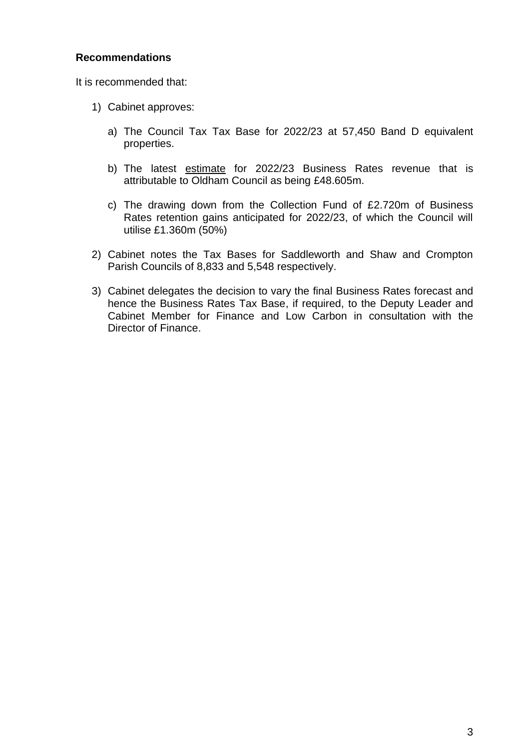**Recommendations**

It is recommended that:

1) Cabinet approves:

   a) The Council Tax Tax Base for 2022/23 at 57,450 Band D equivalent properties.

   b) The latest estimate for 2022/23 Business Rates revenue that is attributable to Oldham Council as being £48.605m.

   c) The drawing down from the Collection Fund of £2.720m of Business Rates retention gains anticipated for 2022/23, of which the Council will utilise £1.360m (50%)

2) Cabinet notes the Tax Bases for Saddleworth and Shaw and Crompton Parish Councils of 8,833 and 5,548 respectively.

3) Cabinet delegates the decision to vary the final Business Rates forecast and hence the Business Rates Tax Base, if required, to the Deputy Leader and Cabinet Member for Finance and Low Carbon in consultation with the Director of Finance.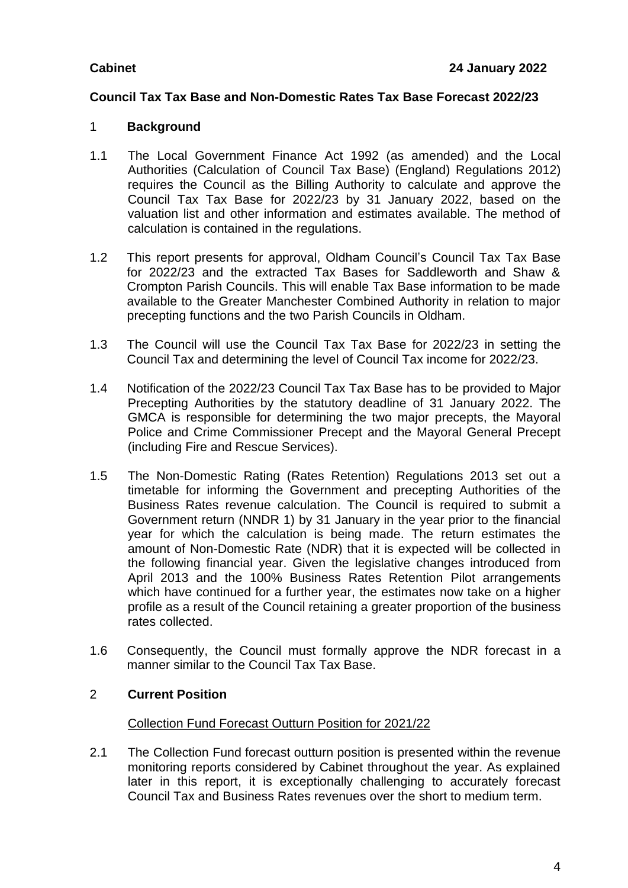**Cabinet** **24 January 2022**

**Council Tax Tax Base and Non-Domestic Rates Tax Base Forecast 2022/23**

## 1 Background

1.1 The Local Government Finance Act 1992 (as amended) and the Local Authorities (Calculation of Council Tax Base) (England) Regulations 2012) requires the Council as the Billing Authority to calculate and approve the Council Tax Tax Base for 2022/23 by 31 January 2022, based on the valuation list and other information and estimates available. The method of calculation is contained in the regulations.

1.2 This report presents for approval, Oldham Council's Council Tax Tax Base for 2022/23 and the extracted Tax Bases for Saddleworth and Shaw & Crompton Parish Councils. This will enable Tax Base information to be made available to the Greater Manchester Combined Authority in relation to major precepting functions and the two Parish Councils in Oldham.

1.3 The Council will use the Council Tax Tax Base for 2022/23 in setting the Council Tax and determining the level of Council Tax income for 2022/23.

1.4 Notification of the 2022/23 Council Tax Tax Base has to be provided to Major Precepting Authorities by the statutory deadline of 31 January 2022. The GMCA is responsible for determining the two major precepts, the Mayoral Police and Crime Commissioner Precept and the Mayoral General Precept (including Fire and Rescue Services).

1.5 The Non-Domestic Rating (Rates Retention) Regulations 2013 set out a timetable for informing the Government and precepting Authorities of the Business Rates revenue calculation. The Council is required to submit a Government return (NNDR 1) by 31 January in the year prior to the financial year for which the calculation is being made. The return estimates the amount of Non-Domestic Rate (NDR) that it is expected will be collected in the following financial year. Given the legislative changes introduced from April 2013 and the 100% Business Rates Retention Pilot arrangements which have continued for a further year, the estimates now take on a higher profile as a result of the Council retaining a greater proportion of the business rates collected.

1.6 Consequently, the Council must formally approve the NDR forecast in a manner similar to the Council Tax Tax Base.

## 2 Current Position

Collection Fund Forecast Outturn Position for 2021/22

2.1 The Collection Fund forecast outturn position is presented within the revenue monitoring reports considered by Cabinet throughout the year. As explained later in this report, it is exceptionally challenging to accurately forecast Council Tax and Business Rates revenues over the short to medium term.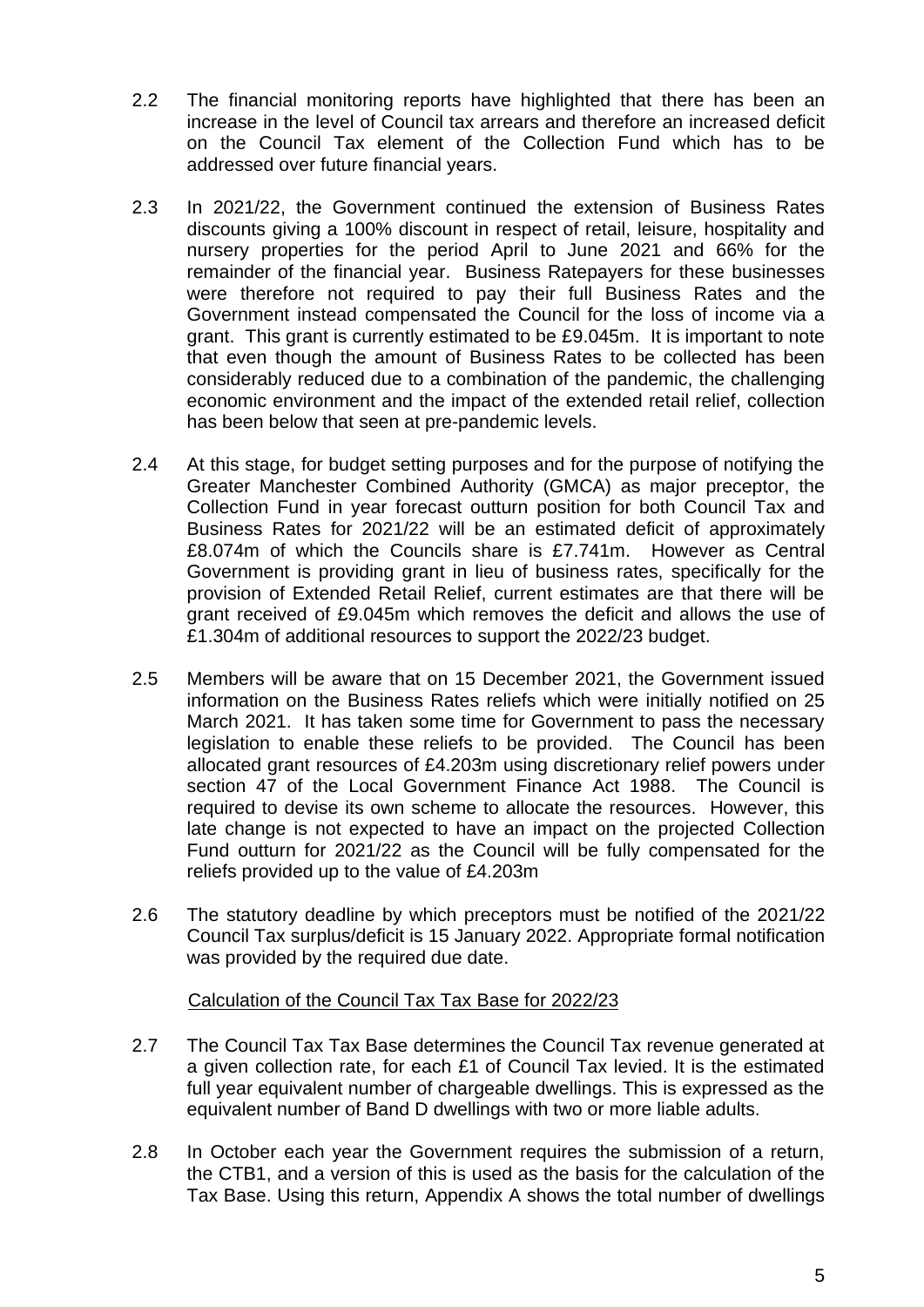2.2 The financial monitoring reports have highlighted that there has been an increase in the level of Council tax arrears and therefore an increased deficit on the Council Tax element of the Collection Fund which has to be addressed over future financial years.

2.3 In 2021/22, the Government continued the extension of Business Rates discounts giving a 100% discount in respect of retail, leisure, hospitality and nursery properties for the period April to June 2021 and 66% for the remainder of the financial year. Business Ratepayers for these businesses were therefore not required to pay their full Business Rates and the Government instead compensated the Council for the loss of income via a grant. This grant is currently estimated to be £9.045m. It is important to note that even though the amount of Business Rates to be collected has been considerably reduced due to a combination of the pandemic, the challenging economic environment and the impact of the extended retail relief, collection has been below that seen at pre-pandemic levels.

2.4 At this stage, for budget setting purposes and for the purpose of notifying the Greater Manchester Combined Authority (GMCA) as major preceptor, the Collection Fund in year forecast outturn position for both Council Tax and Business Rates for 2021/22 will be an estimated deficit of approximately £8.074m of which the Councils share is £7.741m. However as Central Government is providing grant in lieu of business rates, specifically for the provision of Extended Retail Relief, current estimates are that there will be grant received of £9.045m which removes the deficit and allows the use of £1.304m of additional resources to support the 2022/23 budget.

2.5 Members will be aware that on 15 December 2021, the Government issued information on the Business Rates reliefs which were initially notified on 25 March 2021. It has taken some time for Government to pass the necessary legislation to enable these reliefs to be provided. The Council has been allocated grant resources of £4.203m using discretionary relief powers under section 47 of the Local Government Finance Act 1988. The Council is required to devise its own scheme to allocate the resources. However, this late change is not expected to have an impact on the projected Collection Fund outturn for 2021/22 as the Council will be fully compensated for the reliefs provided up to the value of £4.203m

2.6 The statutory deadline by which preceptors must be notified of the 2021/22 Council Tax surplus/deficit is 15 January 2022. Appropriate formal notification was provided by the required due date.

Calculation of the Council Tax Tax Base for 2022/23

2.7 The Council Tax Tax Base determines the Council Tax revenue generated at a given collection rate, for each £1 of Council Tax levied. It is the estimated full year equivalent number of chargeable dwellings. This is expressed as the equivalent number of Band D dwellings with two or more liable adults.

2.8 In October each year the Government requires the submission of a return, the CTB1, and a version of this is used as the basis for the calculation of the Tax Base. Using this return, Appendix A shows the total number of dwellings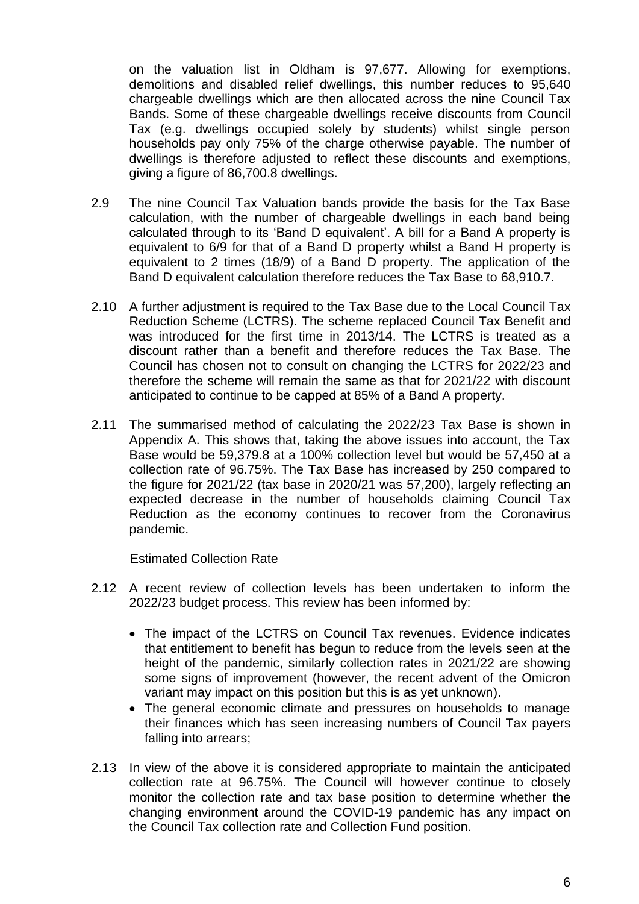on the valuation list in Oldham is 97,677. Allowing for exemptions, demolitions and disabled relief dwellings, this number reduces to 95,640 chargeable dwellings which are then allocated across the nine Council Tax Bands. Some of these chargeable dwellings receive discounts from Council Tax (e.g. dwellings occupied solely by students) whilst single person households pay only 75% of the charge otherwise payable. The number of dwellings is therefore adjusted to reflect these discounts and exemptions, giving a figure of 86,700.8 dwellings.

2.9 The nine Council Tax Valuation bands provide the basis for the Tax Base calculation, with the number of chargeable dwellings in each band being calculated through to its 'Band D equivalent'. A bill for a Band A property is equivalent to 6/9 for that of a Band D property whilst a Band H property is equivalent to 2 times (18/9) of a Band D property. The application of the Band D equivalent calculation therefore reduces the Tax Base to 68,910.7.

2.10 A further adjustment is required to the Tax Base due to the Local Council Tax Reduction Scheme (LCTRS). The scheme replaced Council Tax Benefit and was introduced for the first time in 2013/14. The LCTRS is treated as a discount rather than a benefit and therefore reduces the Tax Base. The Council has chosen not to consult on changing the LCTRS for 2022/23 and therefore the scheme will remain the same as that for 2021/22 with discount anticipated to continue to be capped at 85% of a Band A property.

2.11 The summarised method of calculating the 2022/23 Tax Base is shown in Appendix A. This shows that, taking the above issues into account, the Tax Base would be 59,379.8 at a 100% collection level but would be 57,450 at a collection rate of 96.75%. The Tax Base has increased by 250 compared to the figure for 2021/22 (tax base in 2020/21 was 57,200), largely reflecting an expected decrease in the number of households claiming Council Tax Reduction as the economy continues to recover from the Coronavirus pandemic.

<u>Estimated Collection Rate</u>

2.12 A recent review of collection levels has been undertaken to inform the 2022/23 budget process. This review has been informed by:

- The impact of the LCTRS on Council Tax revenues. Evidence indicates that entitlement to benefit has begun to reduce from the levels seen at the height of the pandemic, similarly collection rates in 2021/22 are showing some signs of improvement (however, the recent advent of the Omicron variant may impact on this position but this is as yet unknown).
- The general economic climate and pressures on households to manage their finances which has seen increasing numbers of Council Tax payers falling into arrears;

2.13 In view of the above it is considered appropriate to maintain the anticipated collection rate at 96.75%. The Council will however continue to closely monitor the collection rate and tax base position to determine whether the changing environment around the COVID-19 pandemic has any impact on the Council Tax collection rate and Collection Fund position.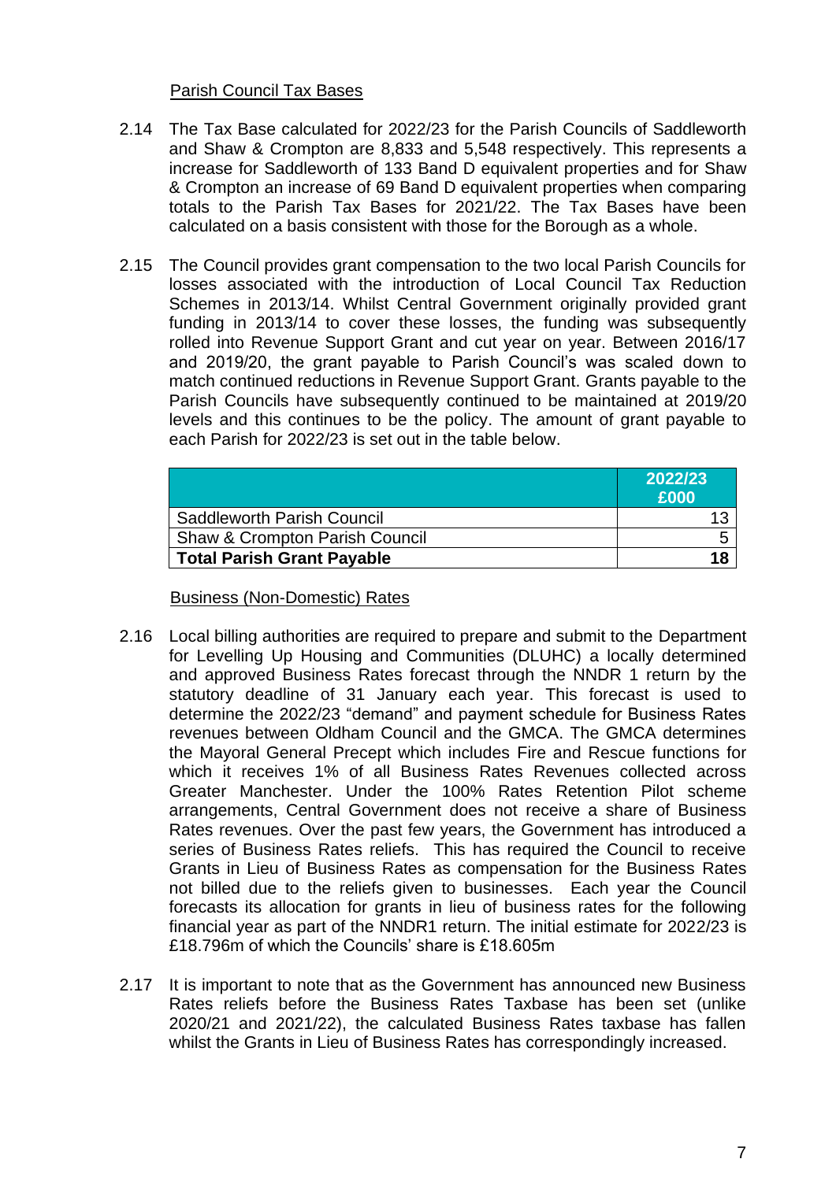Parish Council Tax Bases

2.14 The Tax Base calculated for 2022/23 for the Parish Councils of Saddleworth and Shaw & Crompton are 8,833 and 5,548 respectively. This represents a increase for Saddleworth of 133 Band D equivalent properties and for Shaw & Crompton an increase of 69 Band D equivalent properties when comparing totals to the Parish Tax Bases for 2021/22. The Tax Bases have been calculated on a basis consistent with those for the Borough as a whole.

2.15 The Council provides grant compensation to the two local Parish Councils for losses associated with the introduction of Local Council Tax Reduction Schemes in 2013/14. Whilst Central Government originally provided grant funding in 2013/14 to cover these losses, the funding was subsequently rolled into Revenue Support Grant and cut year on year. Between 2016/17 and 2019/20, the grant payable to Parish Council's was scaled down to match continued reductions in Revenue Support Grant. Grants payable to the Parish Councils have subsequently continued to be maintained at 2019/20 levels and this continues to be the policy. The amount of grant payable to each Parish for 2022/23 is set out in the table below.

| | 2022/23 £000 |
|---|---|
| Saddleworth Parish Council | 13 |
| Shaw & Crompton Parish Council | 5 |
| **Total Parish Grant Payable** | **18** |

Business (Non-Domestic) Rates

2.16 Local billing authorities are required to prepare and submit to the Department for Levelling Up Housing and Communities (DLUHC) a locally determined and approved Business Rates forecast through the NNDR 1 return by the statutory deadline of 31 January each year. This forecast is used to determine the 2022/23 "demand" and payment schedule for Business Rates revenues between Oldham Council and the GMCA. The GMCA determines the Mayoral General Precept which includes Fire and Rescue functions for which it receives 1% of all Business Rates Revenues collected across Greater Manchester. Under the 100% Rates Retention Pilot scheme arrangements, Central Government does not receive a share of Business Rates revenues. Over the past few years, the Government has introduced a series of Business Rates reliefs. This has required the Council to receive Grants in Lieu of Business Rates as compensation for the Business Rates not billed due to the reliefs given to businesses. Each year the Council forecasts its allocation for grants in lieu of business rates for the following financial year as part of the NNDR1 return. The initial estimate for 2022/23 is £18.796m of which the Councils' share is £18.605m

2.17 It is important to note that as the Government has announced new Business Rates reliefs before the Business Rates Taxbase has been set (unlike 2020/21 and 2021/22), the calculated Business Rates taxbase has fallen whilst the Grants in Lieu of Business Rates has correspondingly increased.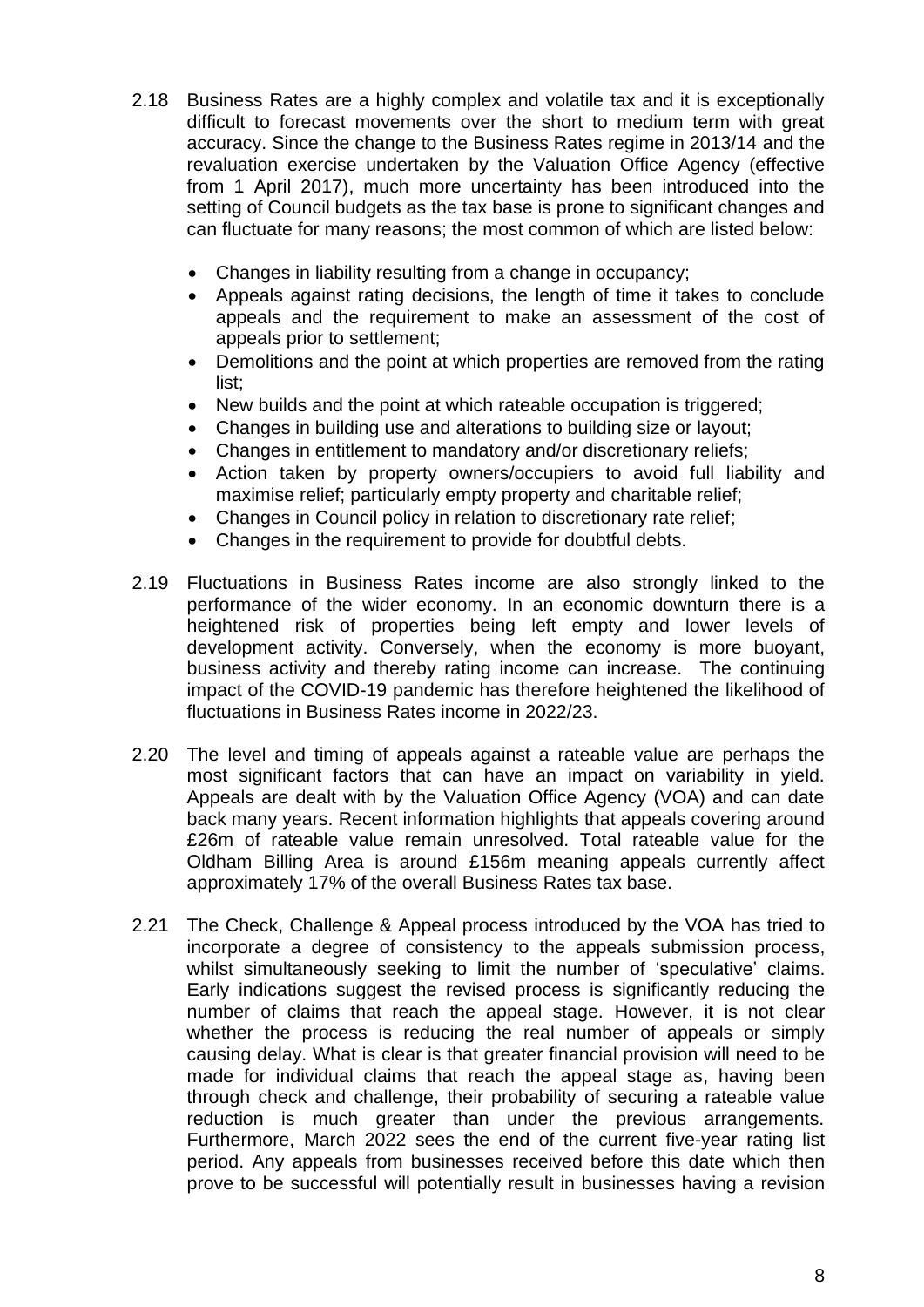2.18 Business Rates are a highly complex and volatile tax and it is exceptionally difficult to forecast movements over the short to medium term with great accuracy. Since the change to the Business Rates regime in 2013/14 and the revaluation exercise undertaken by the Valuation Office Agency (effective from 1 April 2017), much more uncertainty has been introduced into the setting of Council budgets as the tax base is prone to significant changes and can fluctuate for many reasons; the most common of which are listed below:

- Changes in liability resulting from a change in occupancy;
- Appeals against rating decisions, the length of time it takes to conclude appeals and the requirement to make an assessment of the cost of appeals prior to settlement;
- Demolitions and the point at which properties are removed from the rating list;
- New builds and the point at which rateable occupation is triggered;
- Changes in building use and alterations to building size or layout;
- Changes in entitlement to mandatory and/or discretionary reliefs;
- Action taken by property owners/occupiers to avoid full liability and maximise relief; particularly empty property and charitable relief;
- Changes in Council policy in relation to discretionary rate relief;
- Changes in the requirement to provide for doubtful debts.

2.19 Fluctuations in Business Rates income are also strongly linked to the performance of the wider economy. In an economic downturn there is a heightened risk of properties being left empty and lower levels of development activity. Conversely, when the economy is more buoyant, business activity and thereby rating income can increase. The continuing impact of the COVID-19 pandemic has therefore heightened the likelihood of fluctuations in Business Rates income in 2022/23.

2.20 The level and timing of appeals against a rateable value are perhaps the most significant factors that can have an impact on variability in yield. Appeals are dealt with by the Valuation Office Agency (VOA) and can date back many years. Recent information highlights that appeals covering around £26m of rateable value remain unresolved. Total rateable value for the Oldham Billing Area is around £156m meaning appeals currently affect approximately 17% of the overall Business Rates tax base.

2.21 The Check, Challenge & Appeal process introduced by the VOA has tried to incorporate a degree of consistency to the appeals submission process, whilst simultaneously seeking to limit the number of 'speculative' claims. Early indications suggest the revised process is significantly reducing the number of claims that reach the appeal stage. However, it is not clear whether the process is reducing the real number of appeals or simply causing delay. What is clear is that greater financial provision will need to be made for individual claims that reach the appeal stage as, having been through check and challenge, their probability of securing a rateable value reduction is much greater than under the previous arrangements. Furthermore, March 2022 sees the end of the current five-year rating list period. Any appeals from businesses received before this date which then prove to be successful will potentially result in businesses having a revision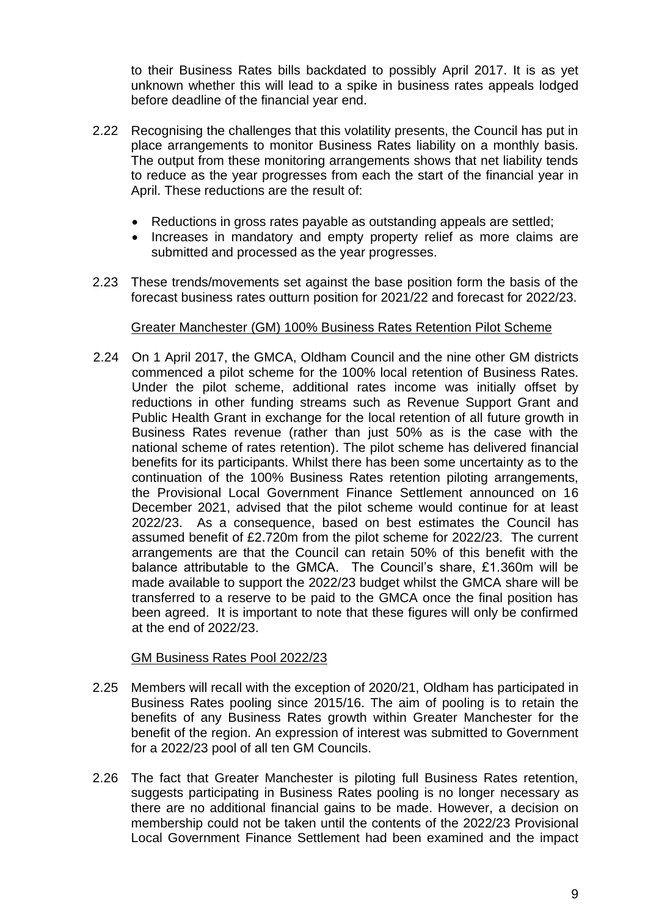to their Business Rates bills backdated to possibly April 2017. It is as yet unknown whether this will lead to a spike in business rates appeals lodged before deadline of the financial year end.

2.22 Recognising the challenges that this volatility presents, the Council has put in place arrangements to monitor Business Rates liability on a monthly basis. The output from these monitoring arrangements shows that net liability tends to reduce as the year progresses from each the start of the financial year in April. These reductions are the result of:

- Reductions in gross rates payable as outstanding appeals are settled;
- Increases in mandatory and empty property relief as more claims are submitted and processed as the year progresses.

2.23 These trends/movements set against the base position form the basis of the forecast business rates outturn position for 2021/22 and forecast for 2022/23.

Greater Manchester (GM) 100% Business Rates Retention Pilot Scheme

2.24 On 1 April 2017, the GMCA, Oldham Council and the nine other GM districts commenced a pilot scheme for the 100% local retention of Business Rates. Under the pilot scheme, additional rates income was initially offset by reductions in other funding streams such as Revenue Support Grant and Public Health Grant in exchange for the local retention of all future growth in Business Rates revenue (rather than just 50% as is the case with the national scheme of rates retention). The pilot scheme has delivered financial benefits for its participants. Whilst there has been some uncertainty as to the continuation of the 100% Business Rates retention piloting arrangements, the Provisional Local Government Finance Settlement announced on 16 December 2021, advised that the pilot scheme would continue for at least 2022/23. As a consequence, based on best estimates the Council has assumed benefit of £2.720m from the pilot scheme for 2022/23. The current arrangements are that the Council can retain 50% of this benefit with the balance attributable to the GMCA. The Council's share, £1.360m will be made available to support the 2022/23 budget whilst the GMCA share will be transferred to a reserve to be paid to the GMCA once the final position has been agreed. It is important to note that these figures will only be confirmed at the end of 2022/23.

GM Business Rates Pool 2022/23

2.25 Members will recall with the exception of 2020/21, Oldham has participated in Business Rates pooling since 2015/16. The aim of pooling is to retain the benefits of any Business Rates growth within Greater Manchester for the benefit of the region. An expression of interest was submitted to Government for a 2022/23 pool of all ten GM Councils.

2.26 The fact that Greater Manchester is piloting full Business Rates retention, suggests participating in Business Rates pooling is no longer necessary as there are no additional financial gains to be made. However, a decision on membership could not be taken until the contents of the 2022/23 Provisional Local Government Finance Settlement had been examined and the impact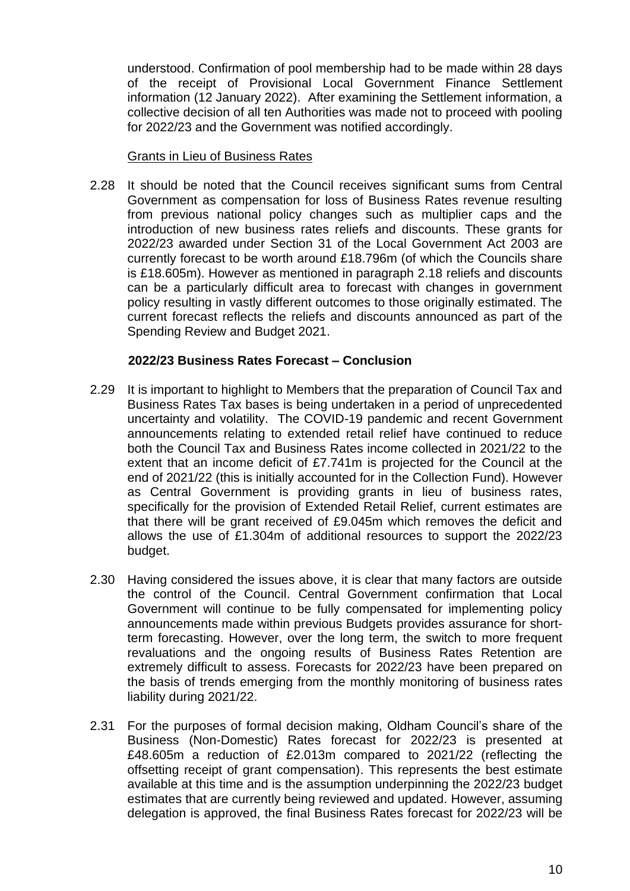understood. Confirmation of pool membership had to be made within 28 days of the receipt of Provisional Local Government Finance Settlement information (12 January 2022). After examining the Settlement information, a collective decision of all ten Authorities was made not to proceed with pooling for 2022/23 and the Government was notified accordingly.

Grants in Lieu of Business Rates

2.28 It should be noted that the Council receives significant sums from Central Government as compensation for loss of Business Rates revenue resulting from previous national policy changes such as multiplier caps and the introduction of new business rates reliefs and discounts. These grants for 2022/23 awarded under Section 31 of the Local Government Act 2003 are currently forecast to be worth around £18.796m (of which the Councils share is £18.605m). However as mentioned in paragraph 2.18 reliefs and discounts can be a particularly difficult area to forecast with changes in government policy resulting in vastly different outcomes to those originally estimated. The current forecast reflects the reliefs and discounts announced as part of the Spending Review and Budget 2021.

**2022/23 Business Rates Forecast – Conclusion**

2.29 It is important to highlight to Members that the preparation of Council Tax and Business Rates Tax bases is being undertaken in a period of unprecedented uncertainty and volatility. The COVID-19 pandemic and recent Government announcements relating to extended retail relief have continued to reduce both the Council Tax and Business Rates income collected in 2021/22 to the extent that an income deficit of £7.741m is projected for the Council at the end of 2021/22 (this is initially accounted for in the Collection Fund). However as Central Government is providing grants in lieu of business rates, specifically for the provision of Extended Retail Relief, current estimates are that there will be grant received of £9.045m which removes the deficit and allows the use of £1.304m of additional resources to support the 2022/23 budget.

2.30 Having considered the issues above, it is clear that many factors are outside the control of the Council. Central Government confirmation that Local Government will continue to be fully compensated for implementing policy announcements made within previous Budgets provides assurance for short-term forecasting. However, over the long term, the switch to more frequent revaluations and the ongoing results of Business Rates Retention are extremely difficult to assess. Forecasts for 2022/23 have been prepared on the basis of trends emerging from the monthly monitoring of business rates liability during 2021/22.

2.31 For the purposes of formal decision making, Oldham Council's share of the Business (Non-Domestic) Rates forecast for 2022/23 is presented at £48.605m a reduction of £2.013m compared to 2021/22 (reflecting the offsetting receipt of grant compensation). This represents the best estimate available at this time and is the assumption underpinning the 2022/23 budget estimates that are currently being reviewed and updated. However, assuming delegation is approved, the final Business Rates forecast for 2022/23 will be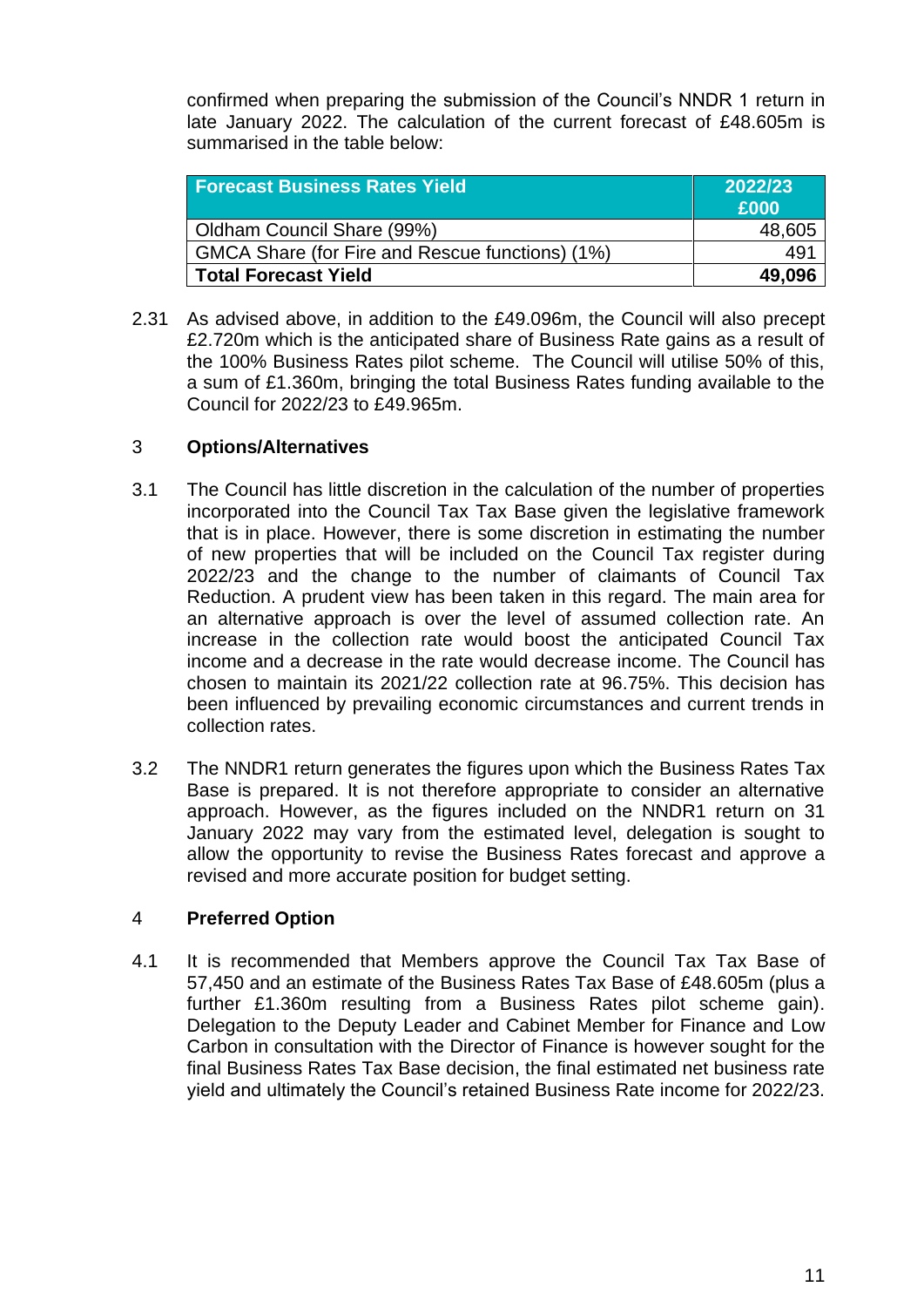confirmed when preparing the submission of the Council's NNDR 1 return in late January 2022. The calculation of the current forecast of £48.605m is summarised in the table below:

| Forecast Business Rates Yield | 2022/23 £000 |
|---|---|
| Oldham Council Share (99%) | 48,605 |
| GMCA Share (for Fire and Rescue functions) (1%) | 491 |
| **Total Forecast Yield** | **49,096** |

2.31 As advised above, in addition to the £49.096m, the Council will also precept £2.720m which is the anticipated share of Business Rate gains as a result of the 100% Business Rates pilot scheme. The Council will utilise 50% of this, a sum of £1.360m, bringing the total Business Rates funding available to the Council for 2022/23 to £49.965m.

## 3 Options/Alternatives

3.1 The Council has little discretion in the calculation of the number of properties incorporated into the Council Tax Tax Base given the legislative framework that is in place. However, there is some discretion in estimating the number of new properties that will be included on the Council Tax register during 2022/23 and the change to the number of claimants of Council Tax Reduction. A prudent view has been taken in this regard. The main area for an alternative approach is over the level of assumed collection rate. An increase in the collection rate would boost the anticipated Council Tax income and a decrease in the rate would decrease income. The Council has chosen to maintain its 2021/22 collection rate at 96.75%. This decision has been influenced by prevailing economic circumstances and current trends in collection rates.

3.2 The NNDR1 return generates the figures upon which the Business Rates Tax Base is prepared. It is not therefore appropriate to consider an alternative approach. However, as the figures included on the NNDR1 return on 31 January 2022 may vary from the estimated level, delegation is sought to allow the opportunity to revise the Business Rates forecast and approve a revised and more accurate position for budget setting.

## 4 Preferred Option

4.1 It is recommended that Members approve the Council Tax Tax Base of 57,450 and an estimate of the Business Rates Tax Base of £48.605m (plus a further £1.360m resulting from a Business Rates pilot scheme gain). Delegation to the Deputy Leader and Cabinet Member for Finance and Low Carbon in consultation with the Director of Finance is however sought for the final Business Rates Tax Base decision, the final estimated net business rate yield and ultimately the Council's retained Business Rate income for 2022/23.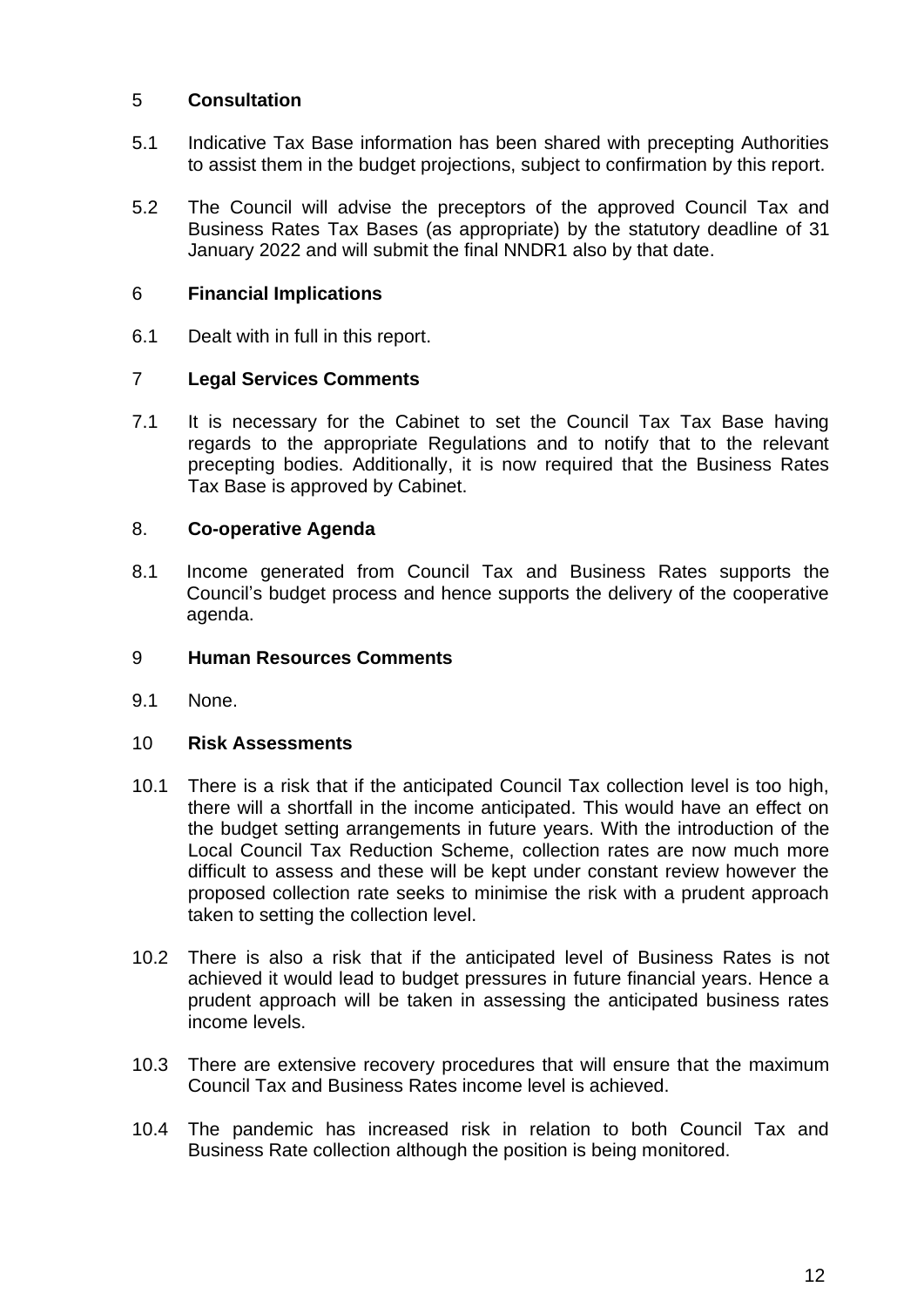## 5 Consultation

5.1 Indicative Tax Base information has been shared with precepting Authorities to assist them in the budget projections, subject to confirmation by this report.

5.2 The Council will advise the preceptors of the approved Council Tax and Business Rates Tax Bases (as appropriate) by the statutory deadline of 31 January 2022 and will submit the final NNDR1 also by that date.

## 6 Financial Implications

6.1 Dealt with in full in this report.

## 7 Legal Services Comments

7.1 It is necessary for the Cabinet to set the Council Tax Tax Base having regards to the appropriate Regulations and to notify that to the relevant precepting bodies. Additionally, it is now required that the Business Rates Tax Base is approved by Cabinet.

## 8. Co-operative Agenda

8.1 Income generated from Council Tax and Business Rates supports the Council's budget process and hence supports the delivery of the cooperative agenda.

## 9 Human Resources Comments

9.1 None.

## 10 Risk Assessments

10.1 There is a risk that if the anticipated Council Tax collection level is too high, there will a shortfall in the income anticipated. This would have an effect on the budget setting arrangements in future years. With the introduction of the Local Council Tax Reduction Scheme, collection rates are now much more difficult to assess and these will be kept under constant review however the proposed collection rate seeks to minimise the risk with a prudent approach taken to setting the collection level.

10.2 There is also a risk that if the anticipated level of Business Rates is not achieved it would lead to budget pressures in future financial years. Hence a prudent approach will be taken in assessing the anticipated business rates income levels.

10.3 There are extensive recovery procedures that will ensure that the maximum Council Tax and Business Rates income level is achieved.

10.4 The pandemic has increased risk in relation to both Council Tax and Business Rate collection although the position is being monitored.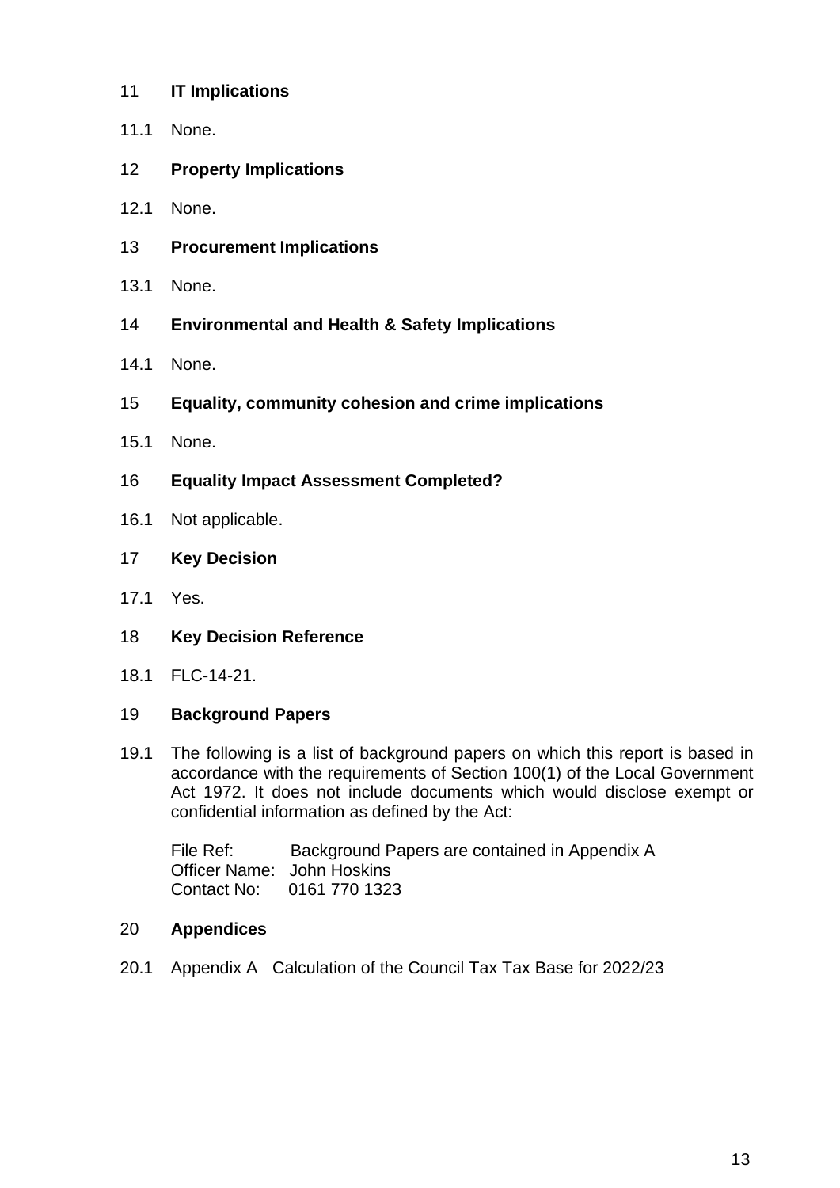## 11 IT Implications

11.1 None.

## 12 Property Implications

12.1 None.

## 13 Procurement Implications

13.1 None.

## 14 Environmental and Health & Safety Implications

14.1 None.

## 15 Equality, community cohesion and crime implications

15.1 None.

## 16 Equality Impact Assessment Completed?

16.1 Not applicable.

## 17 Key Decision

17.1 Yes.

## 18 Key Decision Reference

18.1 FLC-14-21.

## 19 Background Papers

19.1 The following is a list of background papers on which this report is based in accordance with the requirements of Section 100(1) of the Local Government Act 1972. It does not include documents which would disclose exempt or confidential information as defined by the Act:

File Ref: Background Papers are contained in Appendix A
Officer Name: John Hoskins
Contact No: 0161 770 1323

## 20 Appendices

20.1 Appendix A Calculation of the Council Tax Tax Base for 2022/23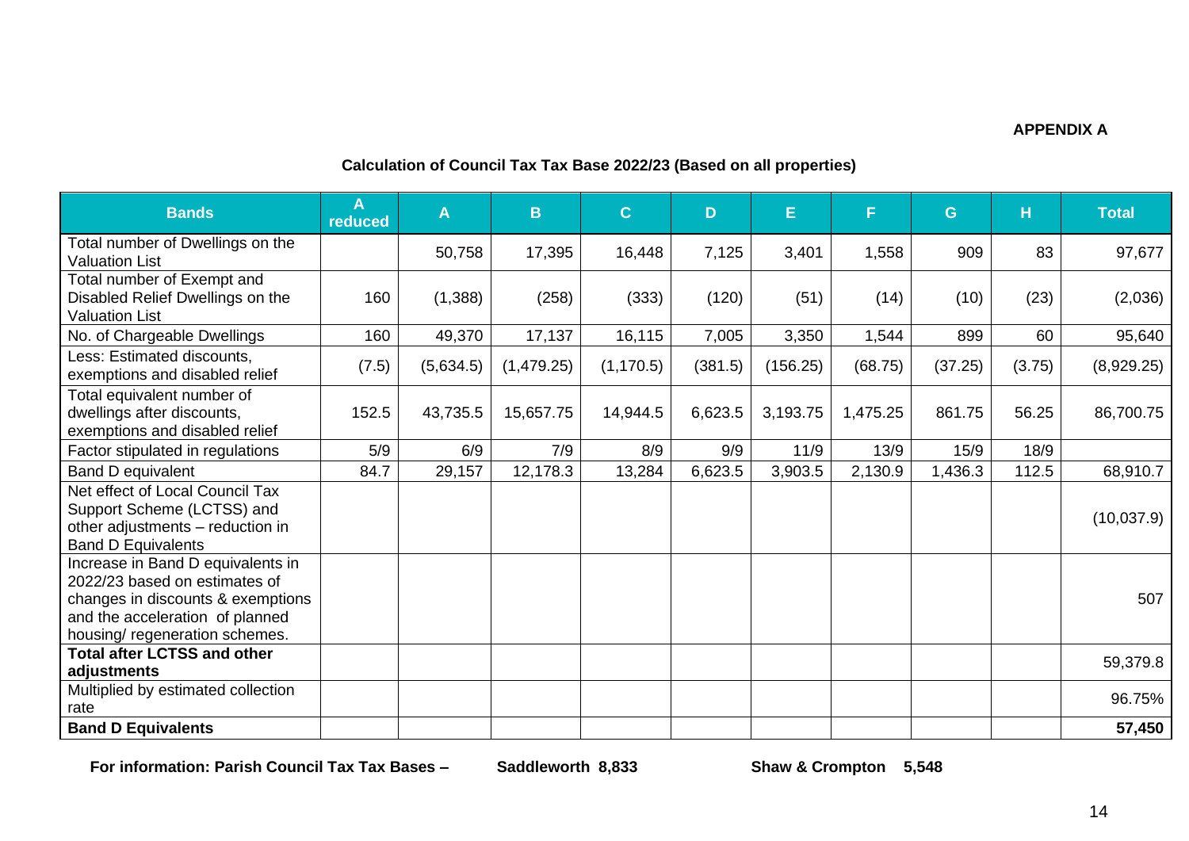**APPENDIX A**

**Calculation of Council Tax Tax Base 2022/23 (Based on all properties)**

| Bands | A reduced | A | B | C | D | E | F | G | H | Total |
|---|---|---|---|---|---|---|---|---|---|---|
| Total number of Dwellings on the Valuation List | | 50,758 | 17,395 | 16,448 | 7,125 | 3,401 | 1,558 | 909 | 83 | 97,677 |
| Total number of Exempt and Disabled Relief Dwellings on the Valuation List | 160 | (1,388) | (258) | (333) | (120) | (51) | (14) | (10) | (23) | (2,036) |
| No. of Chargeable Dwellings | 160 | 49,370 | 17,137 | 16,115 | 7,005 | 3,350 | 1,544 | 899 | 60 | 95,640 |
| Less: Estimated discounts, exemptions and disabled relief | (7.5) | (5,634.5) | (1,479.25) | (1,170.5) | (381.5) | (156.25) | (68.75) | (37.25) | (3.75) | (8,929.25) |
| Total equivalent number of dwellings after discounts, exemptions and disabled relief | 152.5 | 43,735.5 | 15,657.75 | 14,944.5 | 6,623.5 | 3,193.75 | 1,475.25 | 861.75 | 56.25 | 86,700.75 |
| Factor stipulated in regulations | 5/9 | 6/9 | 7/9 | 8/9 | 9/9 | 11/9 | 13/9 | 15/9 | 18/9 | |
| Band D equivalent | 84.7 | 29,157 | 12,178.3 | 13,284 | 6,623.5 | 3,903.5 | 2,130.9 | 1,436.3 | 112.5 | 68,910.7 |
| Net effect of Local Council Tax Support Scheme (LCTSS) and other adjustments – reduction in Band D Equivalents | | | | | | | | | | (10,037.9) |
| Increase in Band D equivalents in 2022/23 based on estimates of changes in discounts & exemptions and the acceleration of planned housing/ regeneration schemes. | | | | | | | | | | 507 |
| **Total after LCTSS and other adjustments** | | | | | | | | | | 59,379.8 |
| Multiplied by estimated collection rate | | | | | | | | | | 96.75% |
| **Band D Equivalents** | | | | | | | | | | **57,450** |

**For information: Parish Council Tax Tax Bases – Saddleworth 8,833 Shaw & Crompton 5,548**